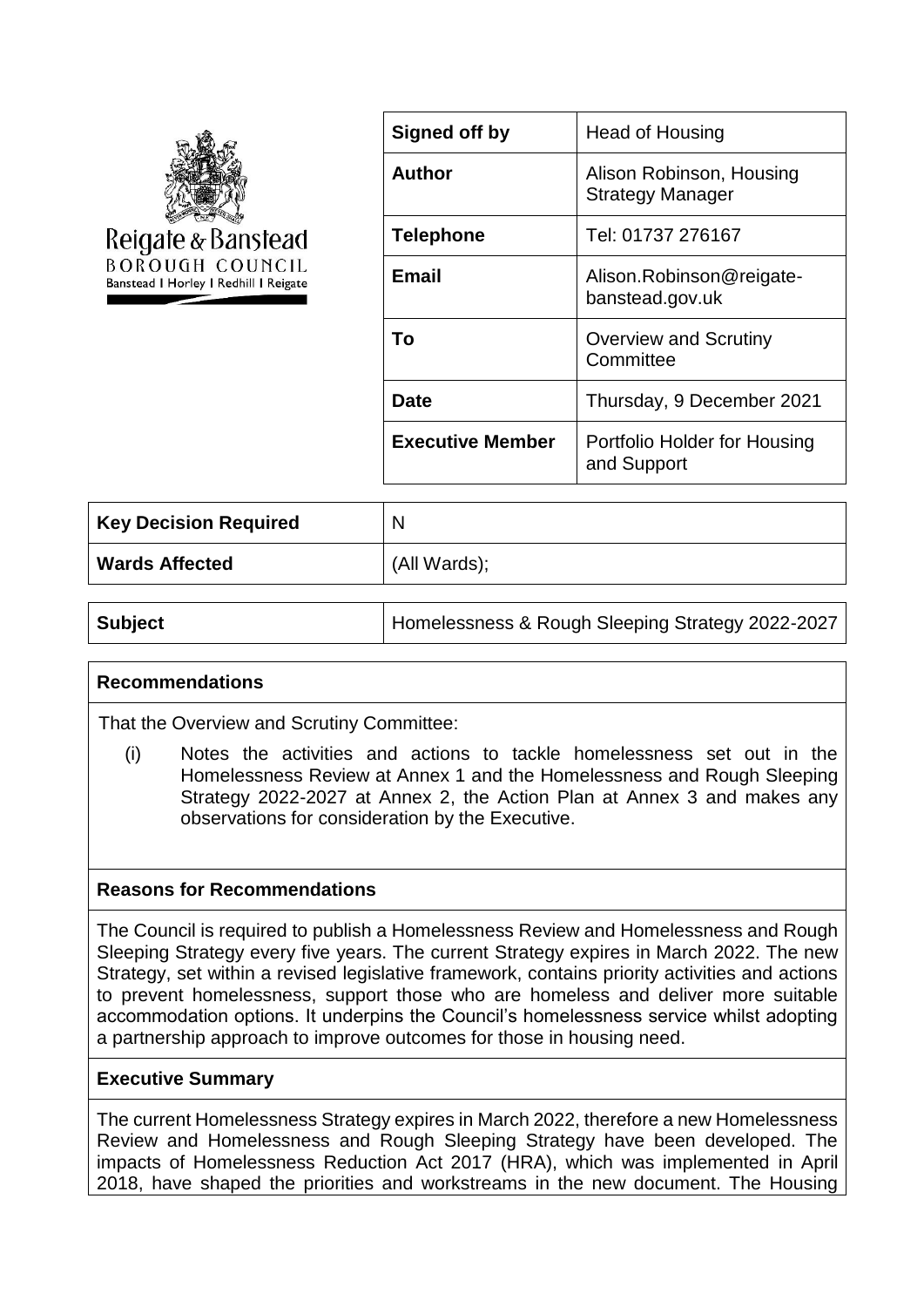Reigate & Banstead
BOROUGH COUNCIL
Banstead | Horley | Redhill | Reigate

| **Signed off by** | Head of Housing |
|---|---|
| **Author** | Alison Robinson, Housing Strategy Manager |
| **Telephone** | Tel: 01737 276167 |
| **Email** | Alison.Robinson@reigate-banstead.gov.uk |
| **To** | Overview and Scrutiny Committee |
| **Date** | Thursday, 9 December 2021 |
| **Executive Member** | Portfolio Holder for Housing and Support |

| **Key Decision Required** | N |
|---|---|
| **Wards Affected** | (All Wards); |

| **Subject** | Homelessness & Rough Sleeping Strategy 2022-2027 |
|---|---|

## Recommendations

That the Overview and Scrutiny Committee:

(i) Notes the activities and actions to tackle homelessness set out in the Homelessness Review at Annex 1 and the Homelessness and Rough Sleeping Strategy 2022-2027 at Annex 2, the Action Plan at Annex 3 and makes any observations for consideration by the Executive.

## Reasons for Recommendations

The Council is required to publish a Homelessness Review and Homelessness and Rough Sleeping Strategy every five years. The current Strategy expires in March 2022. The new Strategy, set within a revised legislative framework, contains priority activities and actions to prevent homelessness, support those who are homeless and deliver more suitable accommodation options. It underpins the Council's homelessness service whilst adopting a partnership approach to improve outcomes for those in housing need.

## Executive Summary

The current Homelessness Strategy expires in March 2022, therefore a new Homelessness Review and Homelessness and Rough Sleeping Strategy have been developed. The impacts of Homelessness Reduction Act 2017 (HRA), which was implemented in April 2018, have shaped the priorities and workstreams in the new document. The Housing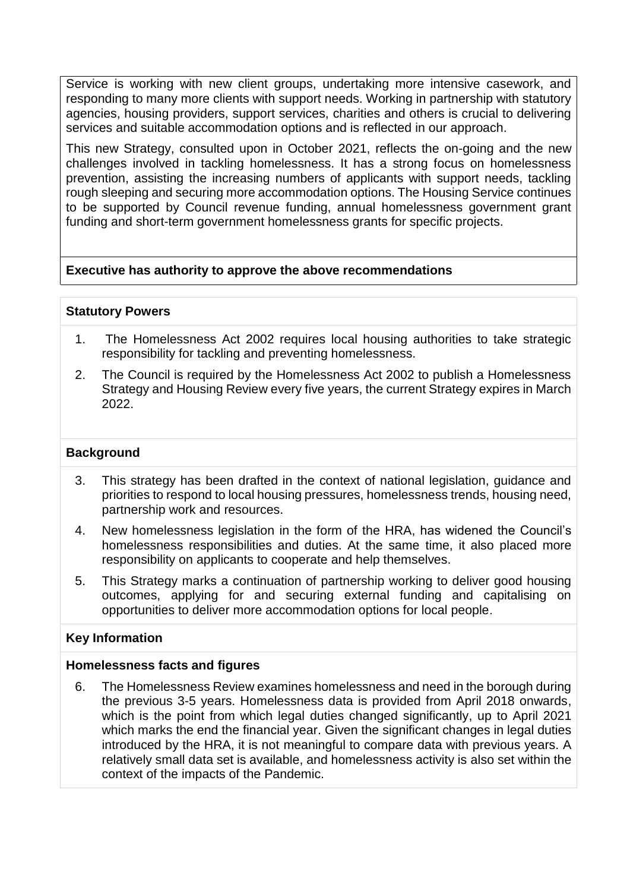Service is working with new client groups, undertaking more intensive casework, and responding to many more clients with support needs. Working in partnership with statutory agencies, housing providers, support services, charities and others is crucial to delivering services and suitable accommodation options and is reflected in our approach.

This new Strategy, consulted upon in October 2021, reflects the on-going and the new challenges involved in tackling homelessness. It has a strong focus on homelessness prevention, assisting the increasing numbers of applicants with support needs, tackling rough sleeping and securing more accommodation options. The Housing Service continues to be supported by Council revenue funding, annual homelessness government grant funding and short-term government homelessness grants for specific projects.

**Executive has authority to approve the above recommendations**

**Statutory Powers**

1. The Homelessness Act 2002 requires local housing authorities to take strategic responsibility for tackling and preventing homelessness.
2. The Council is required by the Homelessness Act 2002 to publish a Homelessness Strategy and Housing Review every five years, the current Strategy expires in March 2022.

**Background**

3. This strategy has been drafted in the context of national legislation, guidance and priorities to respond to local housing pressures, homelessness trends, housing need, partnership work and resources.
4. New homelessness legislation in the form of the HRA, has widened the Council's homelessness responsibilities and duties. At the same time, it also placed more responsibility on applicants to cooperate and help themselves.
5. This Strategy marks a continuation of partnership working to deliver good housing outcomes, applying for and securing external funding and capitalising on opportunities to deliver more accommodation options for local people.

**Key Information**

**Homelessness facts and figures**

6. The Homelessness Review examines homelessness and need in the borough during the previous 3-5 years. Homelessness data is provided from April 2018 onwards, which is the point from which legal duties changed significantly, up to April 2021 which marks the end the financial year. Given the significant changes in legal duties introduced by the HRA, it is not meaningful to compare data with previous years. A relatively small data set is available, and homelessness activity is also set within the context of the impacts of the Pandemic.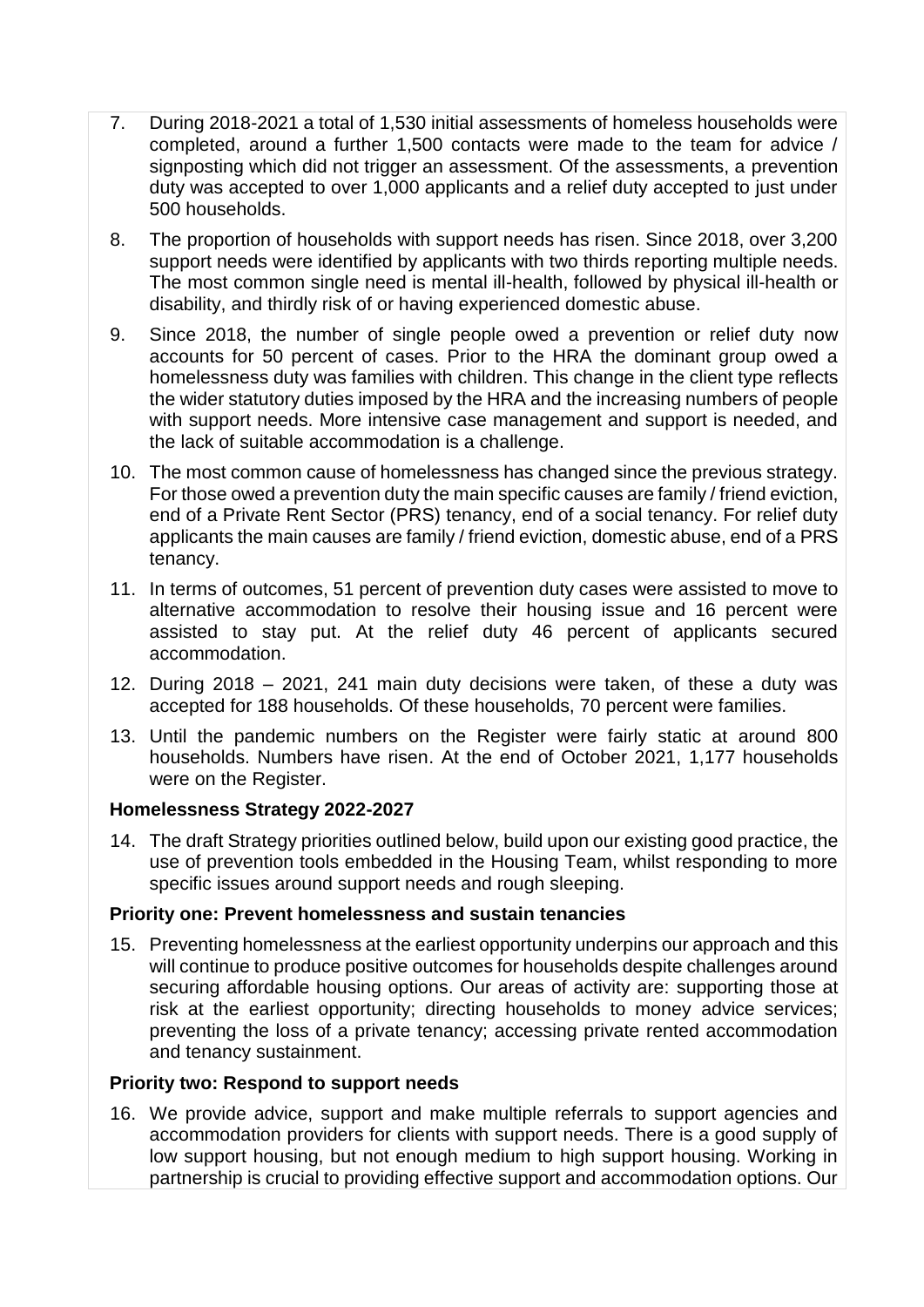7. During 2018-2021 a total of 1,530 initial assessments of homeless households were completed, around a further 1,500 contacts were made to the team for advice / signposting which did not trigger an assessment. Of the assessments, a prevention duty was accepted to over 1,000 applicants and a relief duty accepted to just under 500 households.

8. The proportion of households with support needs has risen. Since 2018, over 3,200 support needs were identified by applicants with two thirds reporting multiple needs. The most common single need is mental ill-health, followed by physical ill-health or disability, and thirdly risk of or having experienced domestic abuse.

9. Since 2018, the number of single people owed a prevention or relief duty now accounts for 50 percent of cases. Prior to the HRA the dominant group owed a homelessness duty was families with children. This change in the client type reflects the wider statutory duties imposed by the HRA and the increasing numbers of people with support needs. More intensive case management and support is needed, and the lack of suitable accommodation is a challenge.

10. The most common cause of homelessness has changed since the previous strategy. For those owed a prevention duty the main specific causes are family / friend eviction, end of a Private Rent Sector (PRS) tenancy, end of a social tenancy. For relief duty applicants the main causes are family / friend eviction, domestic abuse, end of a PRS tenancy.

11. In terms of outcomes, 51 percent of prevention duty cases were assisted to move to alternative accommodation to resolve their housing issue and 16 percent were assisted to stay put. At the relief duty 46 percent of applicants secured accommodation.

12. During 2018 – 2021, 241 main duty decisions were taken, of these a duty was accepted for 188 households. Of these households, 70 percent were families.

13. Until the pandemic numbers on the Register were fairly static at around 800 households. Numbers have risen. At the end of October 2021, 1,177 households were on the Register.

**Homelessness Strategy 2022-2027**

14. The draft Strategy priorities outlined below, build upon our existing good practice, the use of prevention tools embedded in the Housing Team, whilst responding to more specific issues around support needs and rough sleeping.

**Priority one: Prevent homelessness and sustain tenancies**

15. Preventing homelessness at the earliest opportunity underpins our approach and this will continue to produce positive outcomes for households despite challenges around securing affordable housing options. Our areas of activity are: supporting those at risk at the earliest opportunity; directing households to money advice services; preventing the loss of a private tenancy; accessing private rented accommodation and tenancy sustainment.

**Priority two: Respond to support needs**

16. We provide advice, support and make multiple referrals to support agencies and accommodation providers for clients with support needs. There is a good supply of low support housing, but not enough medium to high support housing. Working in partnership is crucial to providing effective support and accommodation options. Our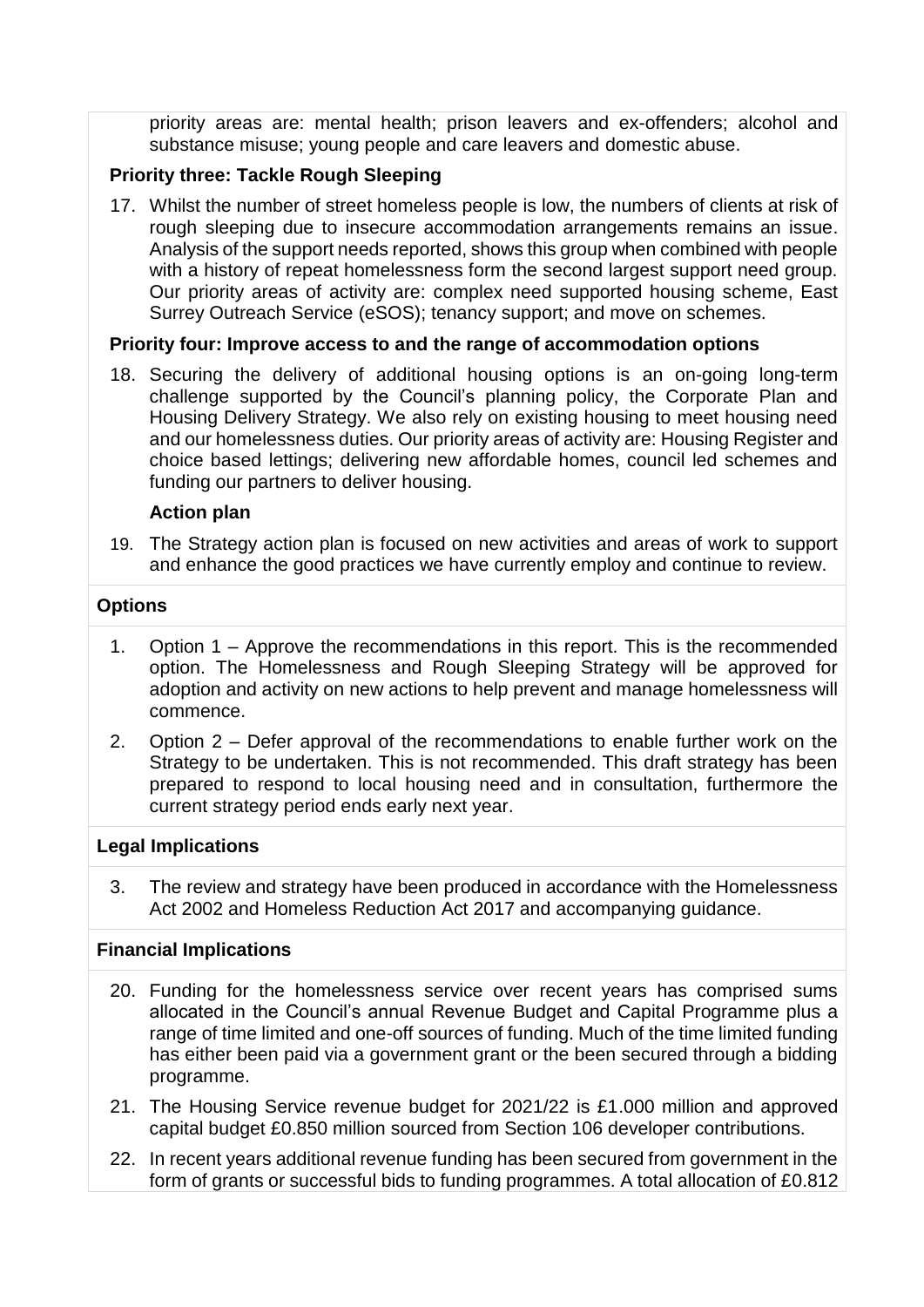priority areas are: mental health; prison leavers and ex-offenders; alcohol and substance misuse; young people and care leavers and domestic abuse.

**Priority three: Tackle Rough Sleeping**

17. Whilst the number of street homeless people is low, the numbers of clients at risk of rough sleeping due to insecure accommodation arrangements remains an issue. Analysis of the support needs reported, shows this group when combined with people with a history of repeat homelessness form the second largest support need group. Our priority areas of activity are: complex need supported housing scheme, East Surrey Outreach Service (eSOS); tenancy support; and move on schemes.

**Priority four: Improve access to and the range of accommodation options**

18. Securing the delivery of additional housing options is an on-going long-term challenge supported by the Council's planning policy, the Corporate Plan and Housing Delivery Strategy. We also rely on existing housing to meet housing need and our homelessness duties. Our priority areas of activity are: Housing Register and choice based lettings; delivering new affordable homes, council led schemes and funding our partners to deliver housing.

**Action plan**

19. The Strategy action plan is focused on new activities and areas of work to support and enhance the good practices we have currently employ and continue to review.

## Options

1. Option 1 – Approve the recommendations in this report. This is the recommended option. The Homelessness and Rough Sleeping Strategy will be approved for adoption and activity on new actions to help prevent and manage homelessness will commence.
2. Option 2 – Defer approval of the recommendations to enable further work on the Strategy to be undertaken. This is not recommended. This draft strategy has been prepared to respond to local housing need and in consultation, furthermore the current strategy period ends early next year.

## Legal Implications

3. The review and strategy have been produced in accordance with the Homelessness Act 2002 and Homeless Reduction Act 2017 and accompanying guidance.

## Financial Implications

20. Funding for the homelessness service over recent years has comprised sums allocated in the Council's annual Revenue Budget and Capital Programme plus a range of time limited and one-off sources of funding. Much of the time limited funding has either been paid via a government grant or the been secured through a bidding programme.
21. The Housing Service revenue budget for 2021/22 is £1.000 million and approved capital budget £0.850 million sourced from Section 106 developer contributions.
22. In recent years additional revenue funding has been secured from government in the form of grants or successful bids to funding programmes. A total allocation of £0.812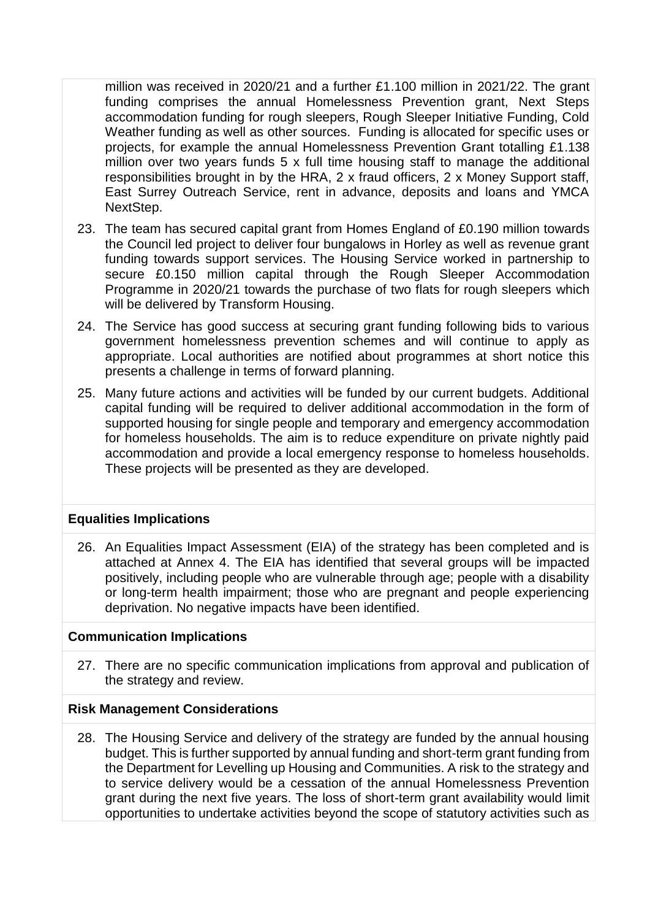million was received in 2020/21 and a further £1.100 million in 2021/22. The grant funding comprises the annual Homelessness Prevention grant, Next Steps accommodation funding for rough sleepers, Rough Sleeper Initiative Funding, Cold Weather funding as well as other sources. Funding is allocated for specific uses or projects, for example the annual Homelessness Prevention Grant totalling £1.138 million over two years funds 5 x full time housing staff to manage the additional responsibilities brought in by the HRA, 2 x fraud officers, 2 x Money Support staff, East Surrey Outreach Service, rent in advance, deposits and loans and YMCA NextStep.

23. The team has secured capital grant from Homes England of £0.190 million towards the Council led project to deliver four bungalows in Horley as well as revenue grant funding towards support services. The Housing Service worked in partnership to secure £0.150 million capital through the Rough Sleeper Accommodation Programme in 2020/21 towards the purchase of two flats for rough sleepers which will be delivered by Transform Housing.

24. The Service has good success at securing grant funding following bids to various government homelessness prevention schemes and will continue to apply as appropriate. Local authorities are notified about programmes at short notice this presents a challenge in terms of forward planning.

25. Many future actions and activities will be funded by our current budgets. Additional capital funding will be required to deliver additional accommodation in the form of supported housing for single people and temporary and emergency accommodation for homeless households. The aim is to reduce expenditure on private nightly paid accommodation and provide a local emergency response to homeless households. These projects will be presented as they are developed.

**Equalities Implications**

26. An Equalities Impact Assessment (EIA) of the strategy has been completed and is attached at Annex 4. The EIA has identified that several groups will be impacted positively, including people who are vulnerable through age; people with a disability or long-term health impairment; those who are pregnant and people experiencing deprivation. No negative impacts have been identified.

**Communication Implications**

27. There are no specific communication implications from approval and publication of the strategy and review.

**Risk Management Considerations**

28. The Housing Service and delivery of the strategy are funded by the annual housing budget. This is further supported by annual funding and short-term grant funding from the Department for Levelling up Housing and Communities. A risk to the strategy and to service delivery would be a cessation of the annual Homelessness Prevention grant during the next five years. The loss of short-term grant availability would limit opportunities to undertake activities beyond the scope of statutory activities such as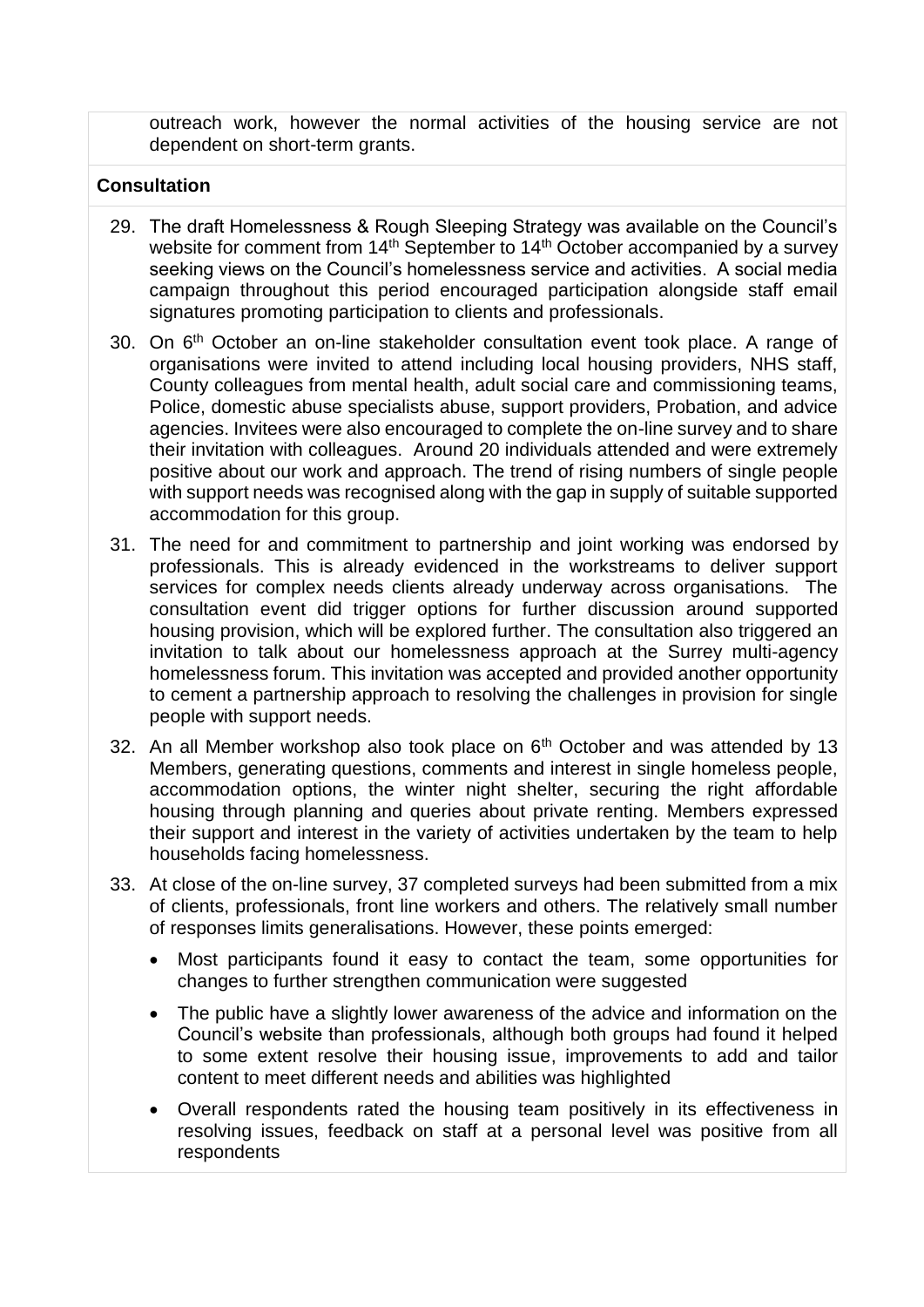outreach work, however the normal activities of the housing service are not dependent on short-term grants.

**Consultation**

29. The draft Homelessness & Rough Sleeping Strategy was available on the Council's website for comment from 14th September to 14th October accompanied by a survey seeking views on the Council's homelessness service and activities. A social media campaign throughout this period encouraged participation alongside staff email signatures promoting participation to clients and professionals.

30. On 6th October an on-line stakeholder consultation event took place. A range of organisations were invited to attend including local housing providers, NHS staff, County colleagues from mental health, adult social care and commissioning teams, Police, domestic abuse specialists abuse, support providers, Probation, and advice agencies. Invitees were also encouraged to complete the on-line survey and to share their invitation with colleagues. Around 20 individuals attended and were extremely positive about our work and approach. The trend of rising numbers of single people with support needs was recognised along with the gap in supply of suitable supported accommodation for this group.

31. The need for and commitment to partnership and joint working was endorsed by professionals. This is already evidenced in the workstreams to deliver support services for complex needs clients already underway across organisations. The consultation event did trigger options for further discussion around supported housing provision, which will be explored further. The consultation also triggered an invitation to talk about our homelessness approach at the Surrey multi-agency homelessness forum. This invitation was accepted and provided another opportunity to cement a partnership approach to resolving the challenges in provision for single people with support needs.

32. An all Member workshop also took place on 6th October and was attended by 13 Members, generating questions, comments and interest in single homeless people, accommodation options, the winter night shelter, securing the right affordable housing through planning and queries about private renting. Members expressed their support and interest in the variety of activities undertaken by the team to help households facing homelessness.

33. At close of the on-line survey, 37 completed surveys had been submitted from a mix of clients, professionals, front line workers and others. The relatively small number of responses limits generalisations. However, these points emerged:

    - Most participants found it easy to contact the team, some opportunities for changes to further strengthen communication were suggested
    - The public have a slightly lower awareness of the advice and information on the Council's website than professionals, although both groups had found it helped to some extent resolve their housing issue, improvements to add and tailor content to meet different needs and abilities was highlighted
    - Overall respondents rated the housing team positively in its effectiveness in resolving issues, feedback on staff at a personal level was positive from all respondents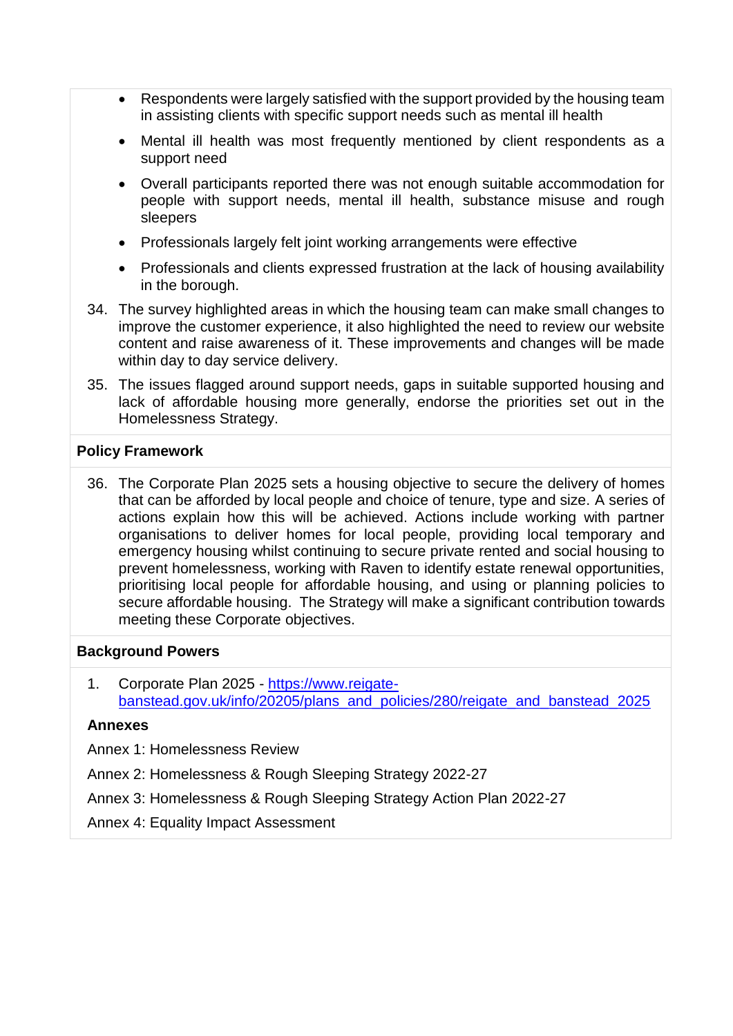- Respondents were largely satisfied with the support provided by the housing team in assisting clients with specific support needs such as mental ill health
- Mental ill health was most frequently mentioned by client respondents as a support need
- Overall participants reported there was not enough suitable accommodation for people with support needs, mental ill health, substance misuse and rough sleepers
- Professionals largely felt joint working arrangements were effective
- Professionals and clients expressed frustration at the lack of housing availability in the borough.

34. The survey highlighted areas in which the housing team can make small changes to improve the customer experience, it also highlighted the need to review our website content and raise awareness of it. These improvements and changes will be made within day to day service delivery.

35. The issues flagged around support needs, gaps in suitable supported housing and lack of affordable housing more generally, endorse the priorities set out in the Homelessness Strategy.

**Policy Framework**

36. The Corporate Plan 2025 sets a housing objective to secure the delivery of homes that can be afforded by local people and choice of tenure, type and size. A series of actions explain how this will be achieved. Actions include working with partner organisations to deliver homes for local people, providing local temporary and emergency housing whilst continuing to secure private rented and social housing to prevent homelessness, working with Raven to identify estate renewal opportunities, prioritising local people for affordable housing, and using or planning policies to secure affordable housing. The Strategy will make a significant contribution towards meeting these Corporate objectives.

**Background Powers**

1. Corporate Plan 2025 - [https://www.reigate-banstead.gov.uk/info/20205/plans_and_policies/280/reigate_and_banstead_2025](https://www.reigate-banstead.gov.uk/info/20205/plans_and_policies/280/reigate_and_banstead_2025)

**Annexes**

Annex 1: Homelessness Review

Annex 2: Homelessness & Rough Sleeping Strategy 2022-27

Annex 3: Homelessness & Rough Sleeping Strategy Action Plan 2022-27

Annex 4: Equality Impact Assessment